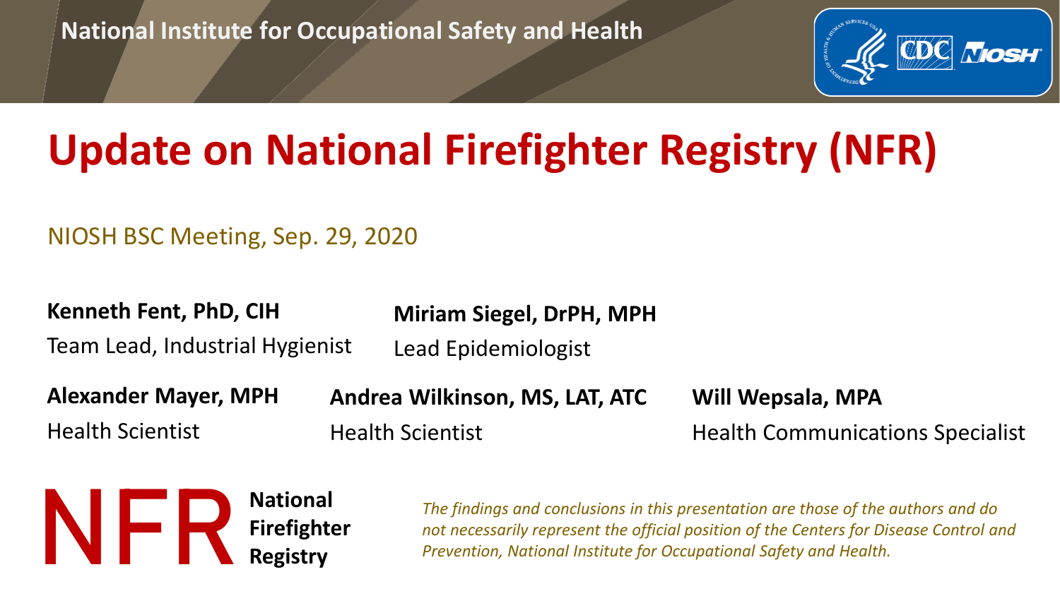National Institute for Occupational Safety and Health

# Update on National Firefighter Registry (NFR)

NIOSH BSC Meeting, Sep. 29, 2020

**Kenneth Fent, PhD, CIH**
Team Lead, Industrial Hygienist

**Miriam Siegel, DrPH, MPH**
Lead Epidemiologist

**Alexander Mayer, MPH**
Health Scientist

**Andrea Wilkinson, MS, LAT, ATC**
Health Scientist

**Will Wepsala, MPA**
Health Communications Specialist

NFR **National Firefighter Registry**

*The findings and conclusions in this presentation are those of the authors and do not necessarily represent the official position of the Centers for Disease Control and Prevention, National Institute for Occupational Safety and Health.*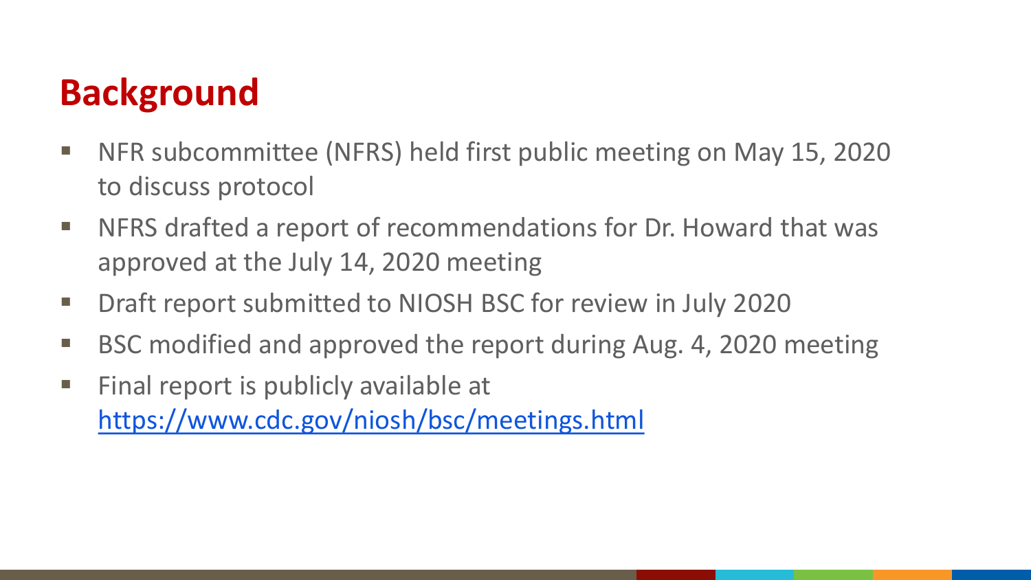# Background

- NFR subcommittee (NFRS) held first public meeting on May 15, 2020 to discuss protocol
- NFRS drafted a report of recommendations for Dr. Howard that was approved at the July 14, 2020 meeting
- Draft report submitted to NIOSH BSC for review in July 2020
- BSC modified and approved the report during Aug. 4, 2020 meeting
- Final report is publicly available at https://www.cdc.gov/niosh/bsc/meetings.html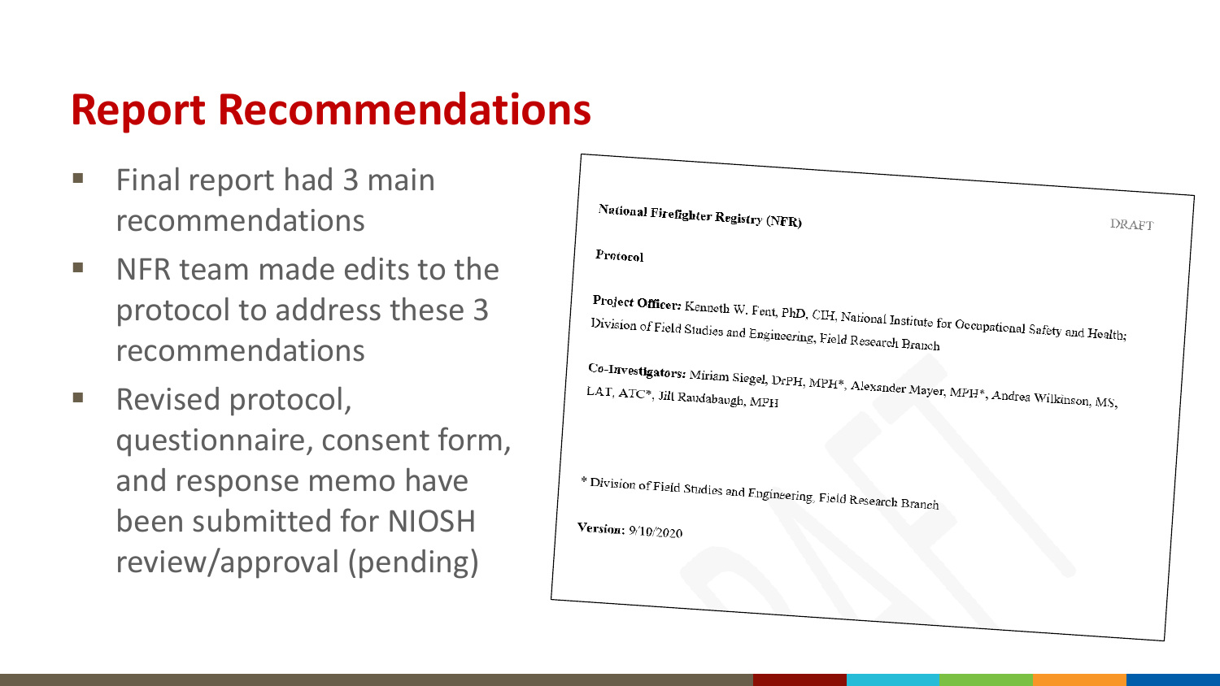# Report Recommendations

- Final report had 3 main recommendations
- NFR team made edits to the protocol to address these 3 recommendations
- Revised protocol, questionnaire, consent form, and response memo have been submitted for NIOSH review/approval (pending)

**National Firefighter Registry (NFR)** DRAFT

**Protocol**

**Project Officer:** Kenneth W. Fent, PhD, CIH, National Institute for Occupational Safety and Health; Division of Field Studies and Engineering, Field Research Branch

**Co-Investigators:** Miriam Siegel, DrPH, MPH*, Alexander Mayer, MPH*, Andrea Wilkinson, MS, LAT, ATC*, Jill Raudabaugh, MPH

* Division of Field Studies and Engineering, Field Research Branch

**Version:** 9/10/2020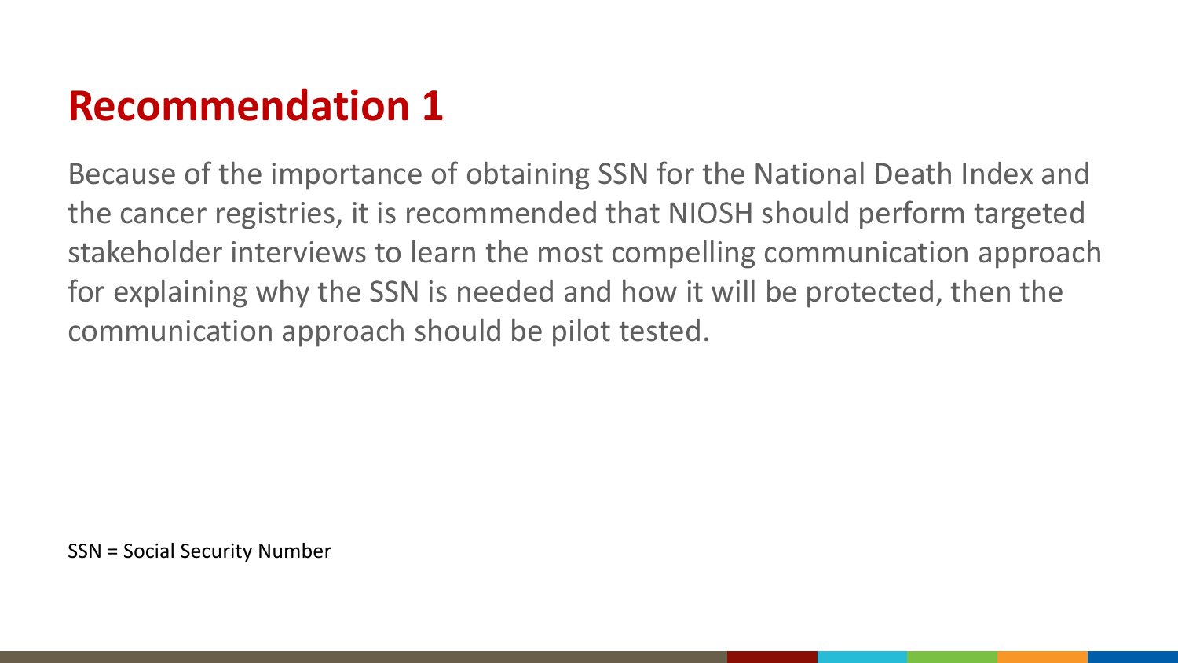# Recommendation 1

Because of the importance of obtaining SSN for the National Death Index and the cancer registries, it is recommended that NIOSH should perform targeted stakeholder interviews to learn the most compelling communication approach for explaining why the SSN is needed and how it will be protected, then the communication approach should be pilot tested.

SSN = Social Security Number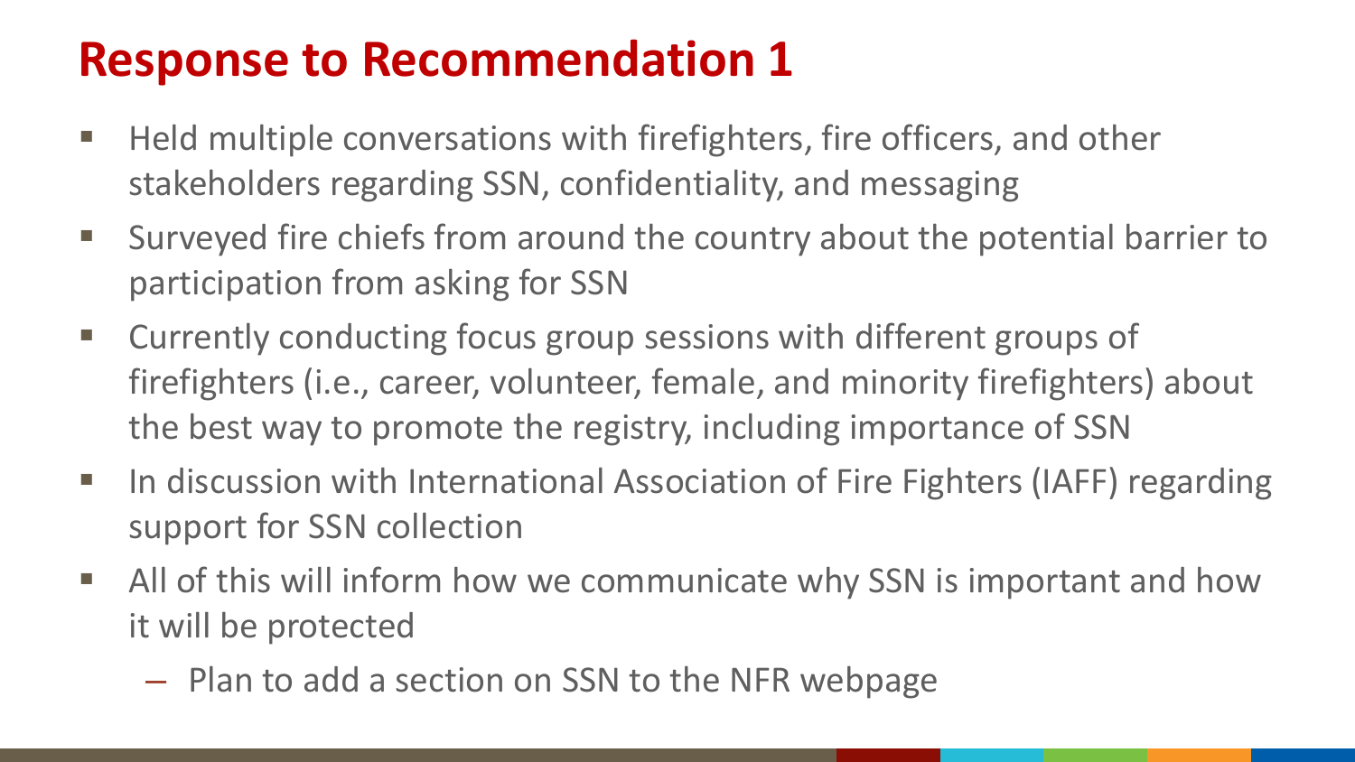# Response to Recommendation 1

- Held multiple conversations with firefighters, fire officers, and other stakeholders regarding SSN, confidentiality, and messaging
- Surveyed fire chiefs from around the country about the potential barrier to participation from asking for SSN
- Currently conducting focus group sessions with different groups of firefighters (i.e., career, volunteer, female, and minority firefighters) about the best way to promote the registry, including importance of SSN
- In discussion with International Association of Fire Fighters (IAFF) regarding support for SSN collection
- All of this will inform how we communicate why SSN is important and how it will be protected
  - Plan to add a section on SSN to the NFR webpage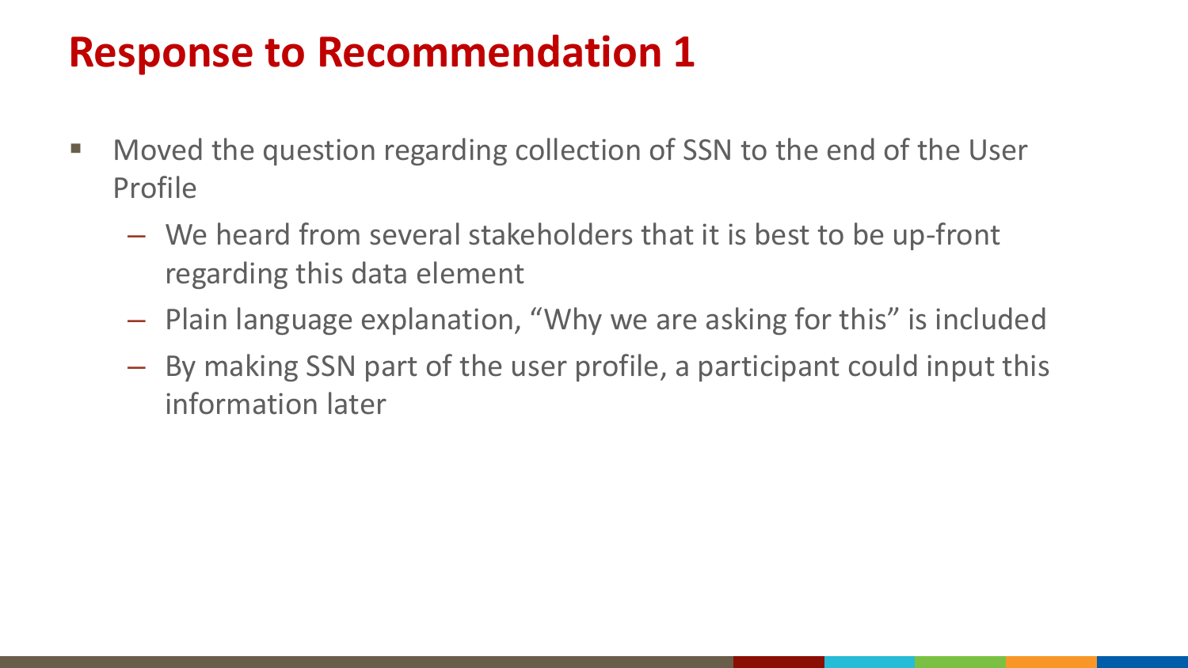# Response to Recommendation 1

- Moved the question regarding collection of SSN to the end of the User Profile
  - We heard from several stakeholders that it is best to be up-front regarding this data element
  - Plain language explanation, "Why we are asking for this" is included
  - By making SSN part of the user profile, a participant could input this information later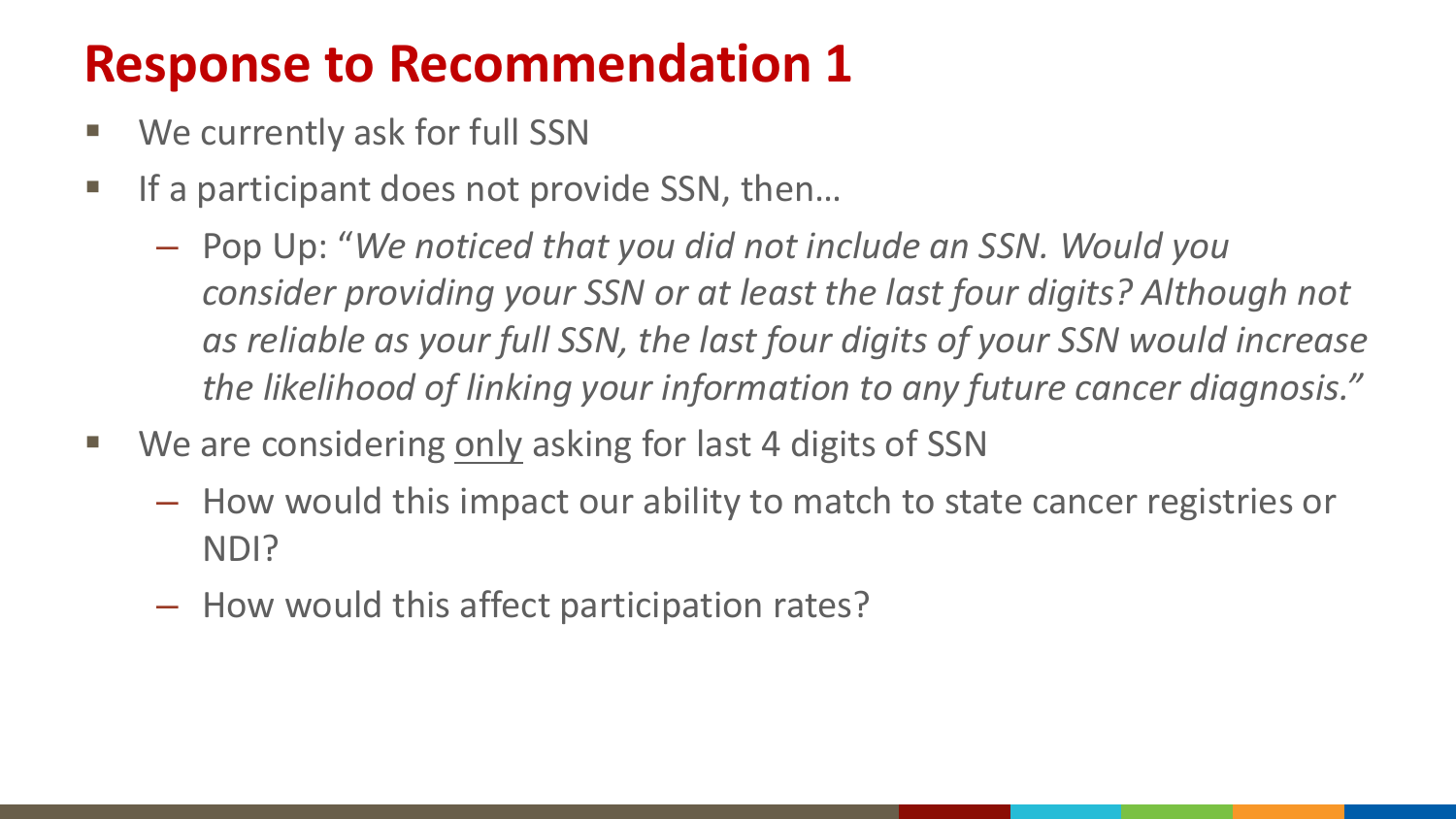# Response to Recommendation 1

- We currently ask for full SSN
- If a participant does not provide SSN, then…
  - Pop Up: "*We noticed that you did not include an SSN. Would you consider providing your SSN or at least the last four digits? Although not as reliable as your full SSN, the last four digits of your SSN would increase the likelihood of linking your information to any future cancer diagnosis.*"
- We are considering <u>only</u> asking for last 4 digits of SSN
  - How would this impact our ability to match to state cancer registries or NDI?
  - How would this affect participation rates?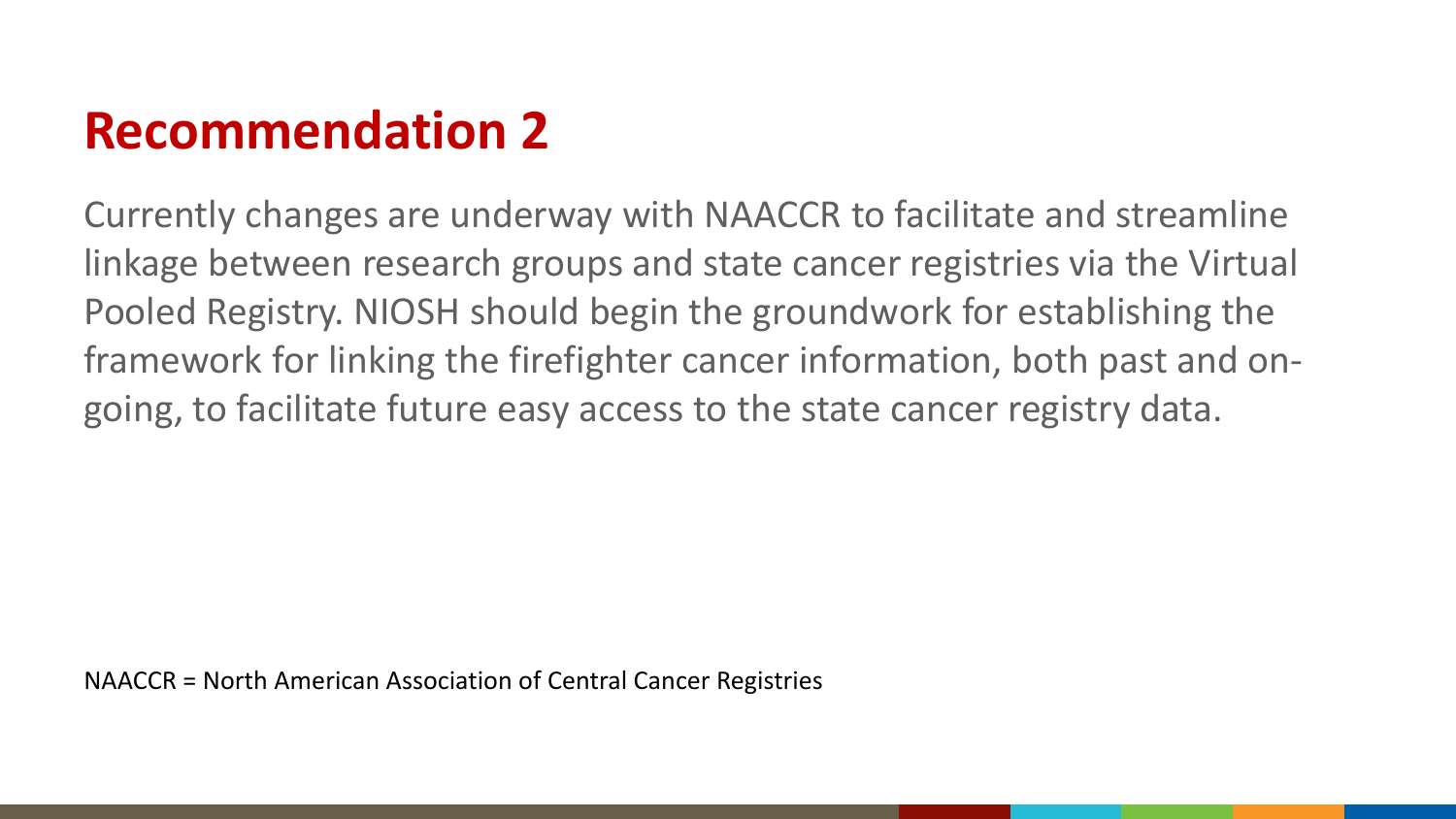# Recommendation 2

Currently changes are underway with NAACCR to facilitate and streamline linkage between research groups and state cancer registries via the Virtual Pooled Registry. NIOSH should begin the groundwork for establishing the framework for linking the firefighter cancer information, both past and on-going, to facilitate future easy access to the state cancer registry data.

NAACCR = North American Association of Central Cancer Registries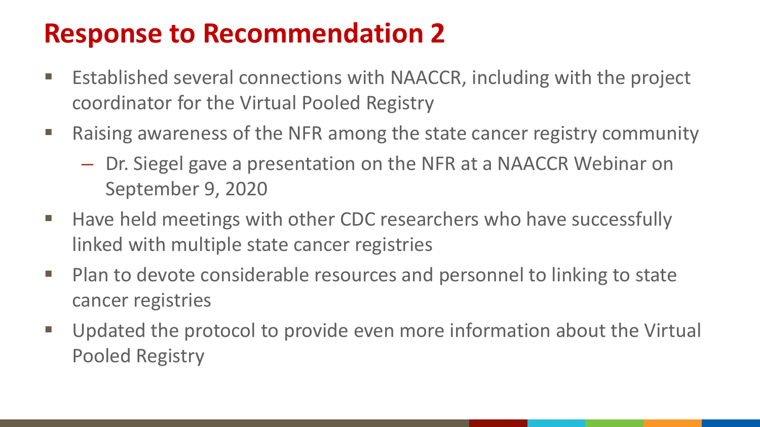## Response to Recommendation 2

- Established several connections with NAACCR, including with the project coordinator for the Virtual Pooled Registry
- Raising awareness of the NFR among the state cancer registry community
  - Dr. Siegel gave a presentation on the NFR at a NAACCR Webinar on September 9, 2020
- Have held meetings with other CDC researchers who have successfully linked with multiple state cancer registries
- Plan to devote considerable resources and personnel to linking to state cancer registries
- Updated the protocol to provide even more information about the Virtual Pooled Registry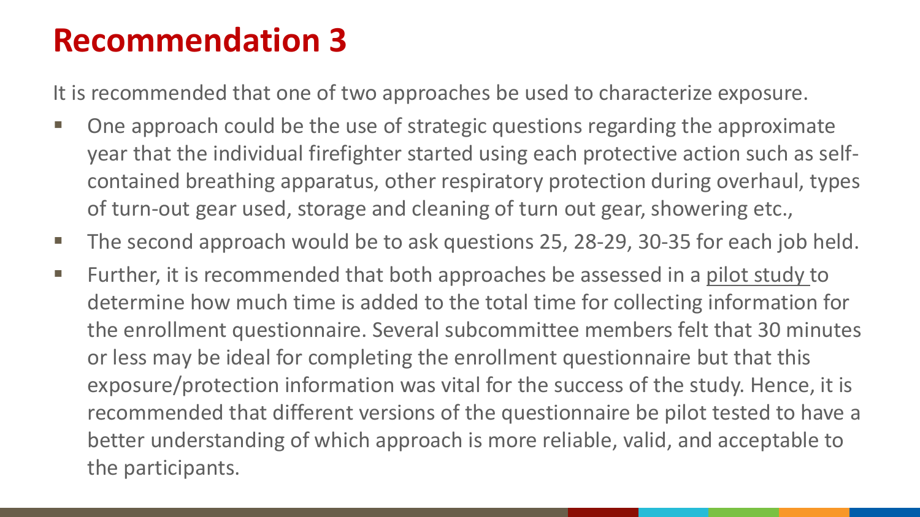# Recommendation 3

It is recommended that one of two approaches be used to characterize exposure.

- One approach could be the use of strategic questions regarding the approximate year that the individual firefighter started using each protective action such as self-contained breathing apparatus, other respiratory protection during overhaul, types of turn-out gear used, storage and cleaning of turn out gear, showering etc.,
- The second approach would be to ask questions 25, 28-29, 30-35 for each job held.
- Further, it is recommended that both approaches be assessed in a pilot study to determine how much time is added to the total time for collecting information for the enrollment questionnaire. Several subcommittee members felt that 30 minutes or less may be ideal for completing the enrollment questionnaire but that this exposure/protection information was vital for the success of the study. Hence, it is recommended that different versions of the questionnaire be pilot tested to have a better understanding of which approach is more reliable, valid, and acceptable to the participants.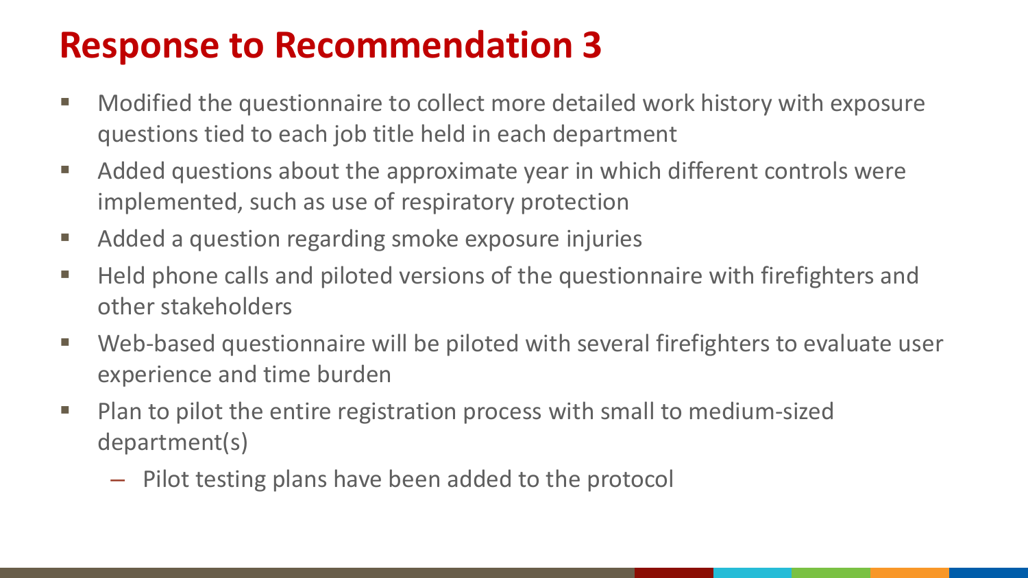# Response to Recommendation 3

- Modified the questionnaire to collect more detailed work history with exposure questions tied to each job title held in each department
- Added questions about the approximate year in which different controls were implemented, such as use of respiratory protection
- Added a question regarding smoke exposure injuries
- Held phone calls and piloted versions of the questionnaire with firefighters and other stakeholders
- Web-based questionnaire will be piloted with several firefighters to evaluate user experience and time burden
- Plan to pilot the entire registration process with small to medium-sized department(s)
  - Pilot testing plans have been added to the protocol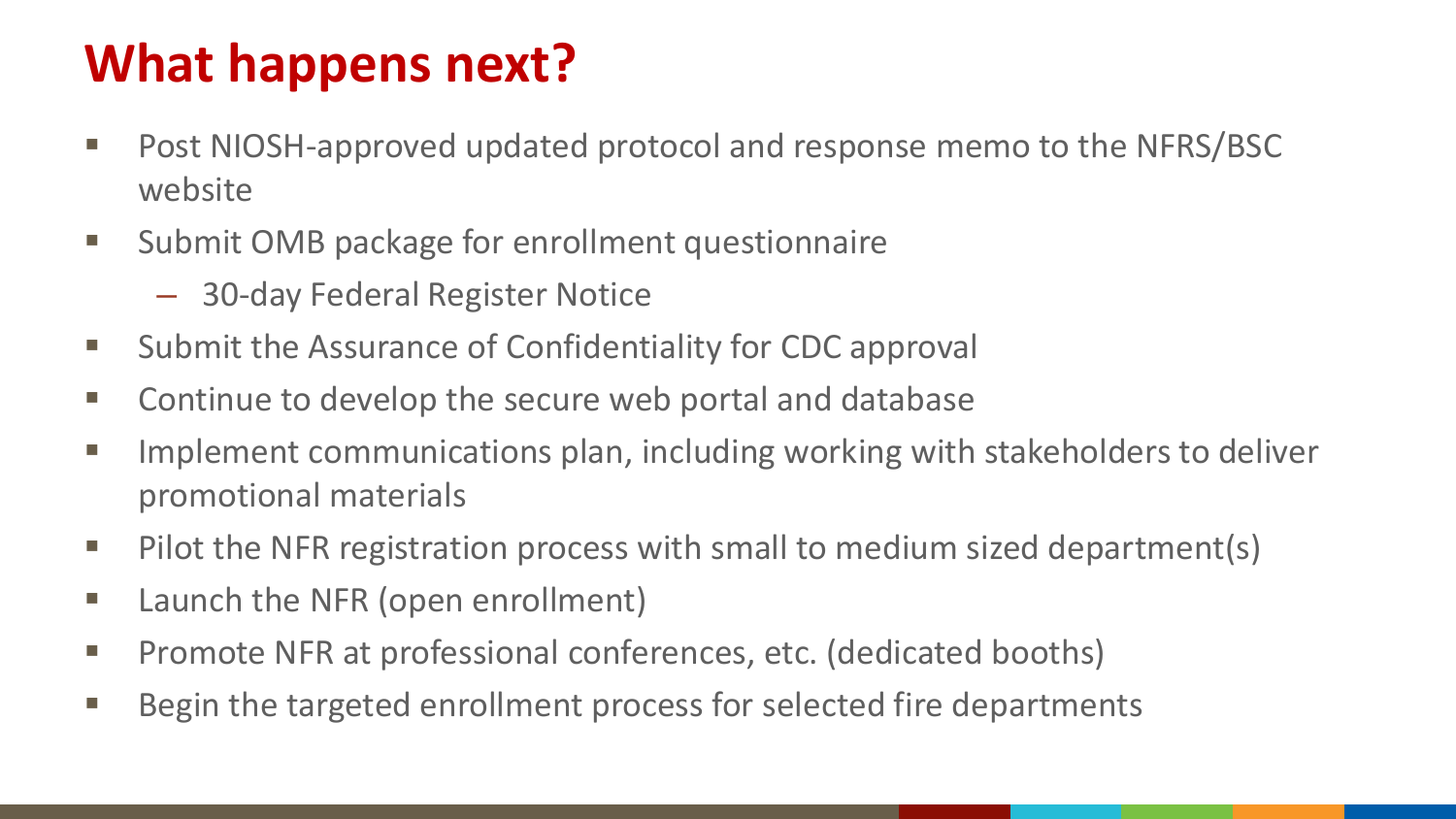# What happens next?

- Post NIOSH-approved updated protocol and response memo to the NFRS/BSC website
- Submit OMB package for enrollment questionnaire
  - 30-day Federal Register Notice
- Submit the Assurance of Confidentiality for CDC approval
- Continue to develop the secure web portal and database
- Implement communications plan, including working with stakeholders to deliver promotional materials
- Pilot the NFR registration process with small to medium sized department(s)
- Launch the NFR (open enrollment)
- Promote NFR at professional conferences, etc. (dedicated booths)
- Begin the targeted enrollment process for selected fire departments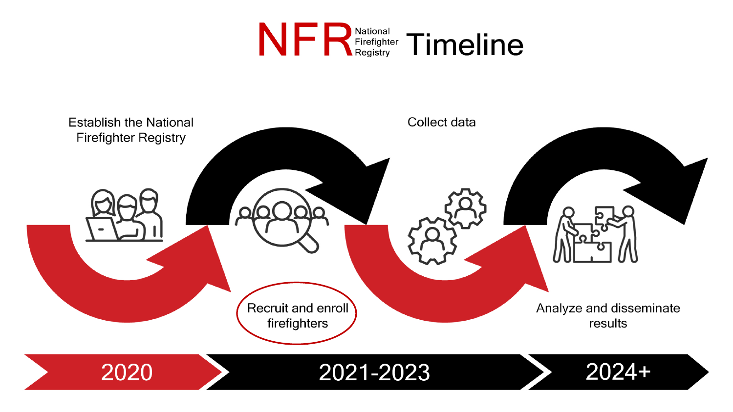# NFR National Firefighter Registry Timeline

Establish the National Firefighter Registry

Recruit and enroll firefighters

Collect data

Analyze and disseminate results

2020

2021-2023

2024+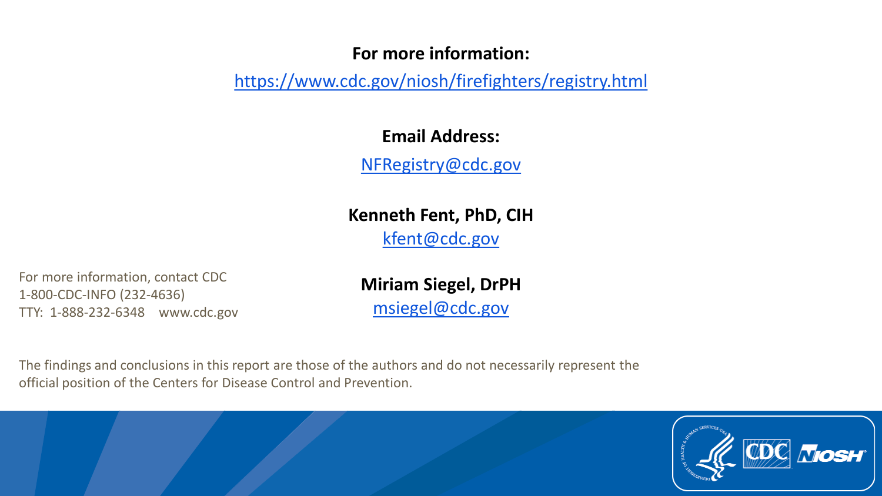**For more information:**

https://www.cdc.gov/niosh/firefighters/registry.html

**Email Address:**

NFRegistry@cdc.gov

**Kenneth Fent, PhD, CIH**

kfent@cdc.gov

**Miriam Siegel, DrPH**

msiegel@cdc.gov

For more information, contact CDC
1-800-CDC-INFO (232-4636)
TTY: 1-888-232-6348 www.cdc.gov

The findings and conclusions in this report are those of the authors and do not necessarily represent the official position of the Centers for Disease Control and Prevention.